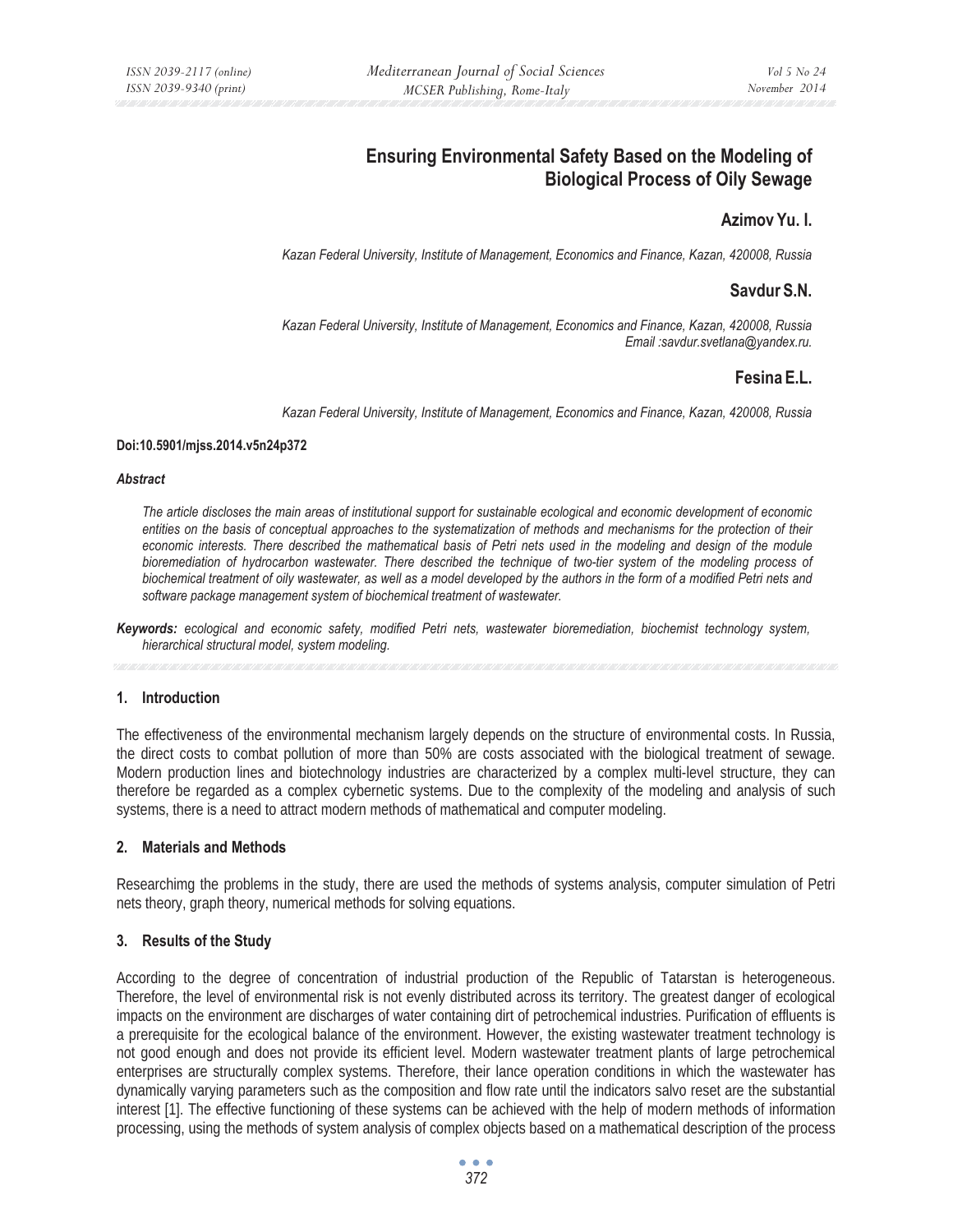# Ensuring Environmental Safety Based on the Modeling of Biological Process of Oily Sewage

**Azimov Yu. I.**

*Kazan Federal University, Institute of Management, Economics and Finance, Kazan, 420008, Russia*

**Savdur S.N.**

*Kazan Federal University, Institute of Management, Economics and Finance, Kazan, 420008, Russia*
*Email :savdur.svetlana@yandex.ru.*

**Fesina E.L.**

*Kazan Federal University, Institute of Management, Economics and Finance, Kazan, 420008, Russia*

**Doi:10.5901/mjss.2014.v5n24p372**

***Abstract***

*The article discloses the main areas of institutional support for sustainable ecological and economic development of economic entities on the basis of conceptual approaches to the systematization of methods and mechanisms for the protection of their economic interests. There described the mathematical basis of Petri nets used in the modeling and design of the module bioremediation of hydrocarbon wastewater. There described the technique of two-tier system of the modeling process of biochemical treatment of oily wastewater, as well as a model developed by the authors in the form of a modified Petri nets and software package management system of biochemical treatment of wastewater.*

***Keywords:*** *ecological and economic safety, modified Petri nets, wastewater bioremediation, biochemist technology system, hierarchical structural model, system modeling.*

## 1. Introduction

The effectiveness of the environmental mechanism largely depends on the structure of environmental costs. In Russia, the direct costs to combat pollution of more than 50% are costs associated with the biological treatment of sewage. Modern production lines and biotechnology industries are characterized by a complex multi-level structure, they can therefore be regarded as a complex cybernetic systems. Due to the complexity of the modeling and analysis of such systems, there is a need to attract modern methods of mathematical and computer modeling.

## 2. Materials and Methods

Researchimg the problems in the study, there are used the methods of systems analysis, computer simulation of Petri nets theory, graph theory, numerical methods for solving equations.

## 3. Results of the Study

According to the degree of concentration of industrial production of the Republic of Tatarstan is heterogeneous. Therefore, the level of environmental risk is not evenly distributed across its territory. The greatest danger of ecological impacts on the environment are discharges of water containing dirt of petrochemical industries. Purification of effluents is a prerequisite for the ecological balance of the environment. However, the existing wastewater treatment technology is not good enough and does not provide its efficient level. Modern wastewater treatment plants of large petrochemical enterprises are structurally complex systems. Therefore, their lance operation conditions in which the wastewater has dynamically varying parameters such as the composition and flow rate until the indicators salvo reset are the substantial interest [1]. The effective functioning of these systems can be achieved with the help of modern methods of information processing, using the methods of system analysis of complex objects based on a mathematical description of the process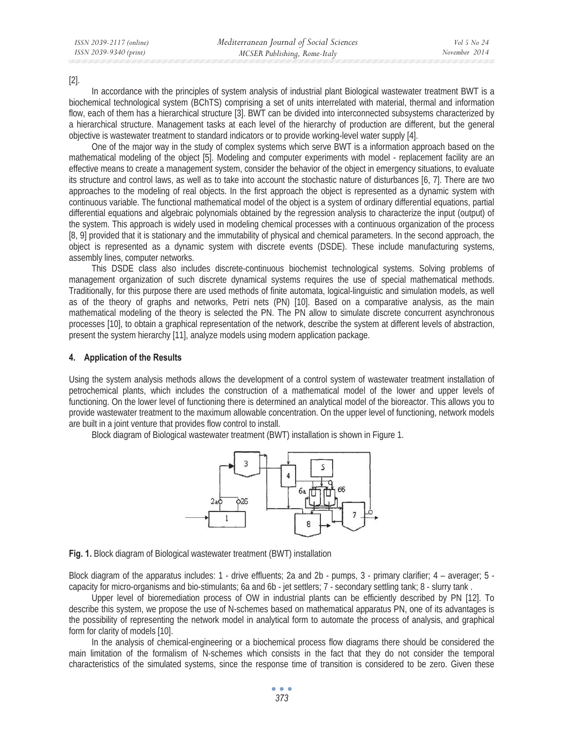[2].

In accordance with the principles of system analysis of industrial plant Biological wastewater treatment BWT is a biochemical technological system (BChTS) comprising a set of units interrelated with material, thermal and information flow, each of them has a hierarchical structure [3]. BWT can be divided into interconnected subsystems characterized by a hierarchical structure. Management tasks at each level of the hierarchy of production are different, but the general objective is wastewater treatment to standard indicators or to provide working-level water supply [4].

One of the major way in the study of complex systems which serve BWT is a information approach based on the mathematical modeling of the object [5]. Modeling and computer experiments with model - replacement facility are an effective means to create a management system, consider the behavior of the object in emergency situations, to evaluate its structure and control laws, as well as to take into account the stochastic nature of disturbances [6, 7]. There are two approaches to the modeling of real objects. In the first approach the object is represented as a dynamic system with continuous variable. The functional mathematical model of the object is a system of ordinary differential equations, partial differential equations and algebraic polynomials obtained by the regression analysis to characterize the input (output) of the system. This approach is widely used in modeling chemical processes with a continuous organization of the process [8, 9] provided that it is stationary and the immutability of physical and chemical parameters. In the second approach, the object is represented as a dynamic system with discrete events (DSDE). These include manufacturing systems, assembly lines, computer networks.

This DSDE class also includes discrete-continuous biochemist technological systems. Solving problems of management organization of such discrete dynamical systems requires the use of special mathematical methods. Traditionally, for this purpose there are used methods of finite automata, logical-linguistic and simulation models, as well as of the theory of graphs and networks, Petri nets (PN) [10]. Based on a comparative analysis, as the main mathematical modeling of the theory is selected the PN. The PN allow to simulate discrete concurrent asynchronous processes [10], to obtain a graphical representation of the network, describe the system at different levels of abstraction, present the system hierarchy [11], analyze models using modern application package.

## 4. Application of the Results

Using the system analysis methods allows the development of a control system of wastewater treatment installation of petrochemical plants, which includes the construction of a mathematical model of the lower and upper levels of functioning. On the lower level of functioning there is determined an analytical model of the bioreactor. This allows you to provide wastewater treatment to the maximum allowable concentration. On the upper level of functioning, network models are built in a joint venture that provides flow control to install.

Block diagram of Biological wastewater treatment (BWT) installation is shown in Figure 1.

3
4
5
6a
6б
2a
2б
1
8
7

**Fig. 1.** Block diagram of Biological wastewater treatment (BWT) installation

Block diagram of the apparatus includes: 1 - drive effluents; 2a and 2b - pumps, 3 - primary clarifier; 4 – averager; 5 - capacity for micro-organisms and bio-stimulants; 6a and 6b - jet settlers; 7 - secondary settling tank; 8 - slurry tank .

Upper level of bioremediation process of OW in industrial plants can be efficiently described by PN [12]. To describe this system, we propose the use of N-schemes based on mathematical apparatus PN, one of its advantages is the possibility of representing the network model in analytical form to automate the process of analysis, and graphical form for clarity of models [10].

In the analysis of chemical-engineering or a biochemical process flow diagrams there should be considered the main limitation of the formalism of N-schemes which consists in the fact that they do not consider the temporal characteristics of the simulated systems, since the response time of transition is considered to be zero. Given these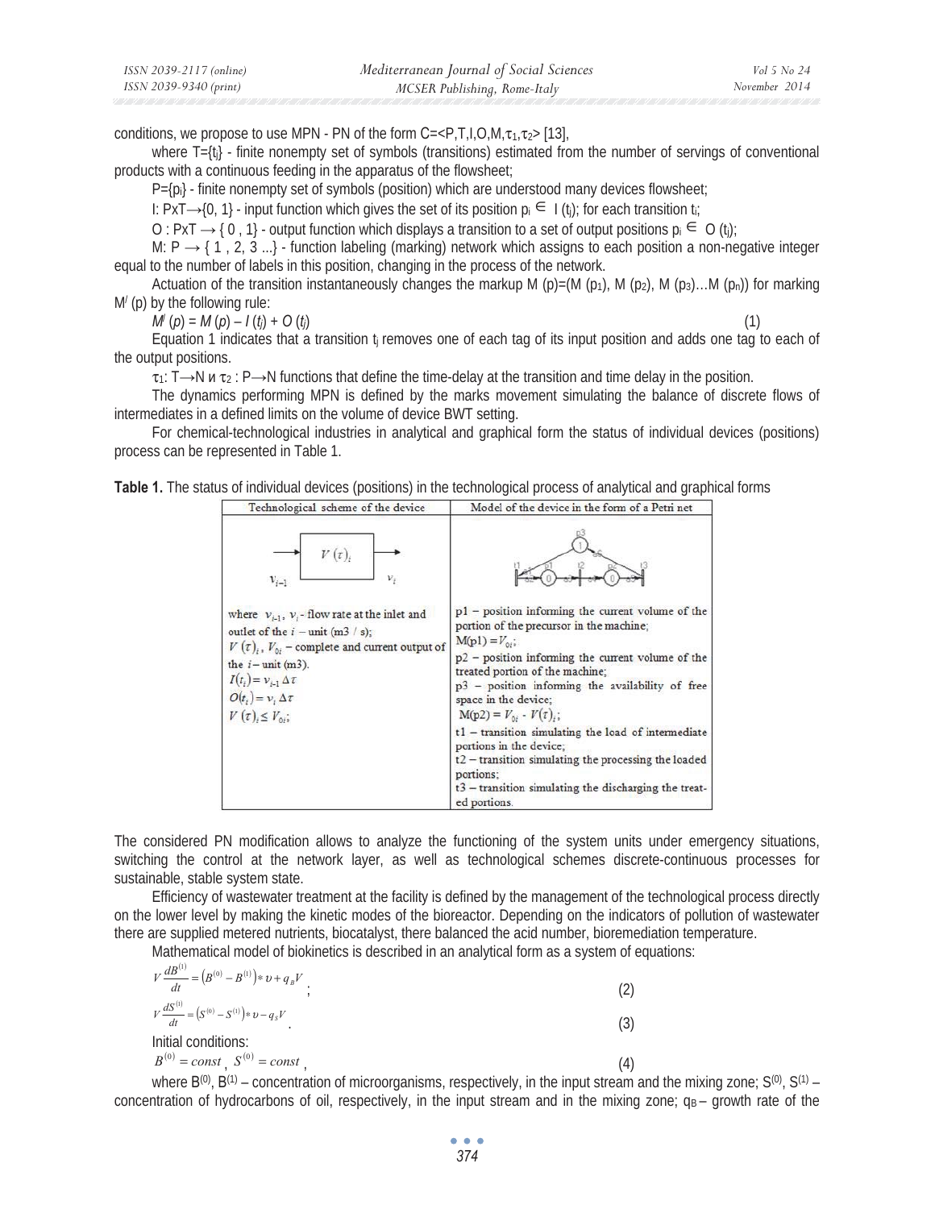conditions, we propose to use MPN - PN of the form $C=<P,T,I,O,M,\tau_1,\tau_2>$ [13],

where $T=\{t_j\}$ - finite nonempty set of symbols (transitions) estimated from the number of servings of conventional products with a continuous feeding in the apparatus of the flowsheet;

$P=\{p_i\}$ - finite nonempty set of symbols (position) which are understood many devices flowsheet;

I: $P{\times}T \rightarrow \{0, 1\}$ - input function which gives the set of its position $p_i \in I(t_j)$; for each transition $t_i$;

O : $P{\times}T \rightarrow \{0, 1\}$ - output function which displays a transition to a set of output positions $p_i \in O(t_j)$;

M: $P \rightarrow \{1, 2, 3 ...\}$ - function labeling (marking) network which assigns to each position a non-negative integer equal to the number of labels in this position, changing in the process of the network.

Actuation of the transition instantaneously changes the markup $M(p)=(M(p_1), M(p_2), M(p_3)...M(p_n))$ for marking $M^{/}(p)$ by the following rule:

$$M^{/}(p) = M(p) - I(t_j) + O(t_j) \tag{1}$$

Equation 1 indicates that a transition $t_j$ removes one of each tag of its input position and adds one tag to each of the output positions.

$\tau_1$: $T \rightarrow N$ и $\tau_2$ : $P \rightarrow N$ functions that define the time-delay at the transition and time delay in the position.

The dynamics performing MPN is defined by the marks movement simulating the balance of discrete flows of intermediates in a defined limits on the volume of device BWT setting.

For chemical-technological industries in analytical and graphical form the status of individual devices (positions) process can be represented in Table 1.

**Table 1.** The status of individual devices (positions) in the technological process of analytical and graphical forms

| Technological scheme of the device | Model of the device in the form of a Petri net |
|---|---|
| where $v_{i-1}$, $v_i$ - flow rate at the inlet and outlet of the $i$ – unit (m3 / s); $V(\tau)_i$, $V_{0i}$ – complete and current output of the $i$– unit (m3). $I(t_i) = v_{i-1}\Delta\tau$ $O(t_i) = v_i\Delta\tau$ $V(\tau)_i \le V_{0i}$; | p1 – position informing the current volume of the portion of the precursor in the machine; $M(p1) = V_{0i}$; p2 – position informing the current volume of the treated portion of the machine; p3 – position informing the availability of free space in the device; $M(p2) = V_{0i} - V(\tau)_i$; t1 – transition simulating the load of intermediate portions in the device; t2 – transition simulating the processing the loaded portions; t3 – transition simulating the discharging the treated portions. |

The considered PN modification allows to analyze the functioning of the system units under emergency situations, switching the control at the network layer, as well as technological schemes discrete-continuous processes for sustainable, stable system state.

Efficiency of wastewater treatment at the facility is defined by the management of the technological process directly on the lower level by making the kinetic modes of the bioreactor. Depending on the indicators of pollution of wastewater there are supplied metered nutrients, biocatalyst, there balanced the acid number, bioremediation temperature.

Mathematical model of biokinetics is described in an analytical form as a system of equations:

$$V\frac{dB^{(1)}}{dt} = \left(B^{(0)} - B^{(1)}\right) * \upsilon + q_B V \; ; \tag{2}$$

$$V\frac{dS^{(1)}}{dt} = \left(S^{(0)} - S^{(1)}\right) * \upsilon - q_S V \; . \tag{3}$$

Initial conditions:

$$B^{(0)} = const \, , \; S^{(0)} = const \, , \tag{4}$$

where $B^{(0)}$, $B^{(1)}$ – concentration of microorganisms, respectively, in the input stream and the mixing zone; $S^{(0)}$, $S^{(1)}$ – concentration of hydrocarbons of oil, respectively, in the input stream and in the mixing zone; $q_B$ – growth rate of the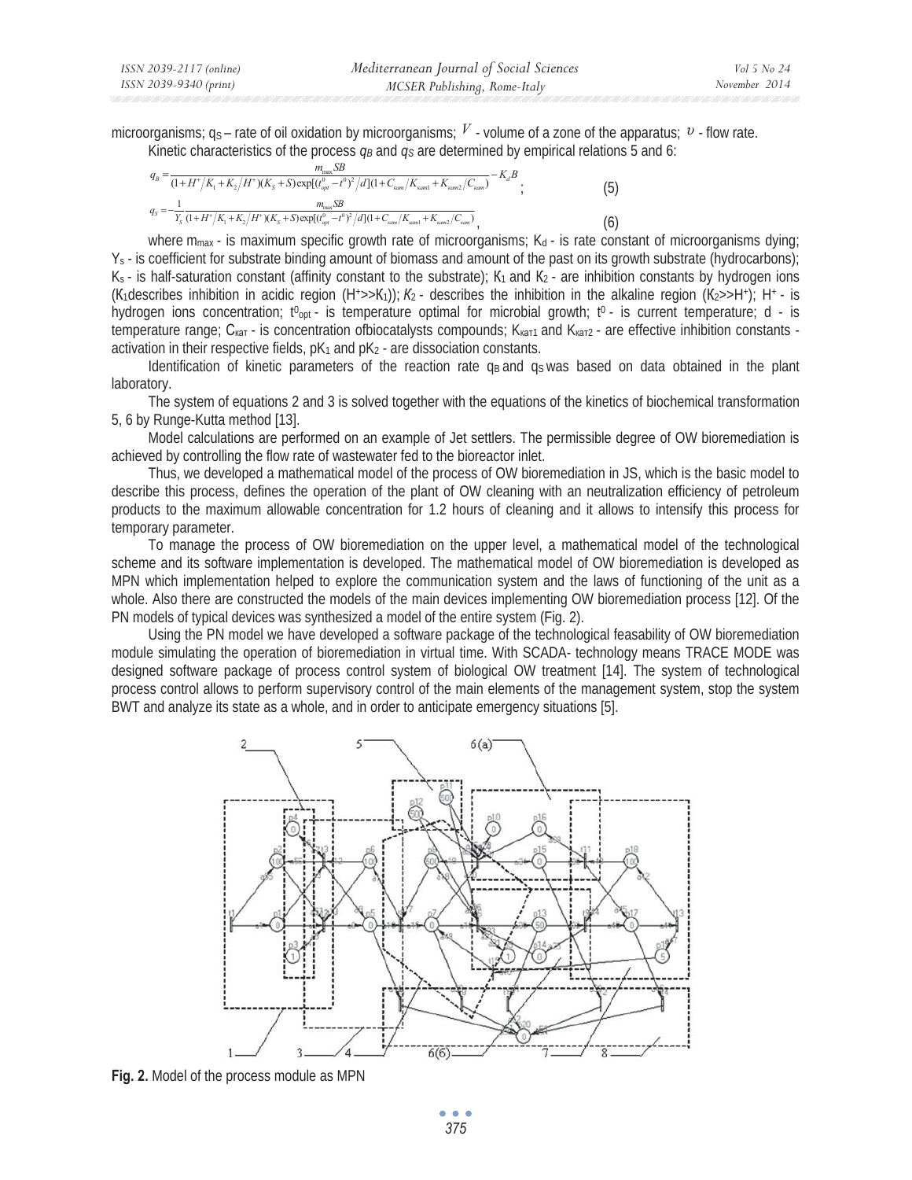microorganisms; $q_S$ – rate of oil oxidation by microorganisms; $V$ - volume of a zone of the apparatus; $v$ - flow rate.

Kinetic characteristics of the process $q_B$ and $q_S$ are determined by empirical relations 5 and 6:

$$q_B = \frac{m_{max} SB}{(1 + H^+/K_1 + K_2/H^+)(K_S + S)\exp[(t^0_{opt} - t^0)^2/d](1 + C_{kam}/K_{kam1} + K_{kam2}/C_{kam})} - K_d B \quad ; \tag{5}$$

$$q_S = -\frac{1}{Y_S} \frac{m_{max} SB}{(1 + H^+/K_1 + K_2/H^+)(K_S + S)\exp[(t^0_{opt} - t^0)^2/d](1 + C_{kam}/K_{kam1} + K_{kam2}/C_{kam})}, \tag{6}$$

where $m_{max}$ - is maximum specific growth rate of microorganisms; $K_d$ - is rate constant of microorganisms dying; $Y_S$ - is coefficient for substrate binding amount of biomass and amount of the past on its growth substrate (hydrocarbons); $K_S$ - is half-saturation constant (affinity constant to the substrate); $K_1$ and $K_2$ - are inhibition constants by hydrogen ions ($K_1$describes inhibition in acidic region ($H^+ >> K_1$)); $K_2$ - describes the inhibition in the alkaline region ($K_2 >> H^+$); $H^+$ - is hydrogen ions concentration; $t^0_{opt}$ - is temperature optimal for microbial growth; $t^0$ - is current temperature; d - is temperature range; $C_{кат}$ - is concentration ofbiocatalysts compounds; $K_{кат1}$ and $K_{кат2}$ - are effective inhibition constants - activation in their respective fields, $pK_1$ and $pK_2$ - are dissociation constants.

Identification of kinetic parameters of the reaction rate $q_B$ and $q_S$ was based on data obtained in the plant laboratory.

The system of equations 2 and 3 is solved together with the equations of the kinetics of biochemical transformation 5, 6 by Runge-Kutta method [13].

Model calculations are performed on an example of Jet settlers. The permissible degree of OW bioremediation is achieved by controlling the flow rate of wastewater fed to the bioreactor inlet.

Thus, we developed a mathematical model of the process of OW bioremediation in JS, which is the basic model to describe this process, defines the operation of the plant of OW cleaning with an neutralization efficiency of petroleum products to the maximum allowable concentration for 1.2 hours of cleaning and it allows to intensify this process for temporary parameter.

To manage the process of OW bioremediation on the upper level, a mathematical model of the technological scheme and its software implementation is developed. The mathematical model of OW bioremediation is developed as MPN which implementation helped to explore the communication system and the laws of functioning of the unit as a whole. Also there are constructed the models of the main devices implementing OW bioremediation process [12]. Of the PN models of typical devices was synthesized a model of the entire system (Fig. 2).

Using the PN model we have developed a software package of the technological feasability of OW bioremediation module simulating the operation of bioremediation in virtual time. With SCADA- technology means TRACE MODE was designed software package of process control system of biological OW treatment [14]. The system of technological process control allows to perform supervisory control of the main elements of the management system, stop the system BWT and analyze its state as a whole, and in order to anticipate emergency situations [5].

**Fig. 2.** Model of the process module as MPN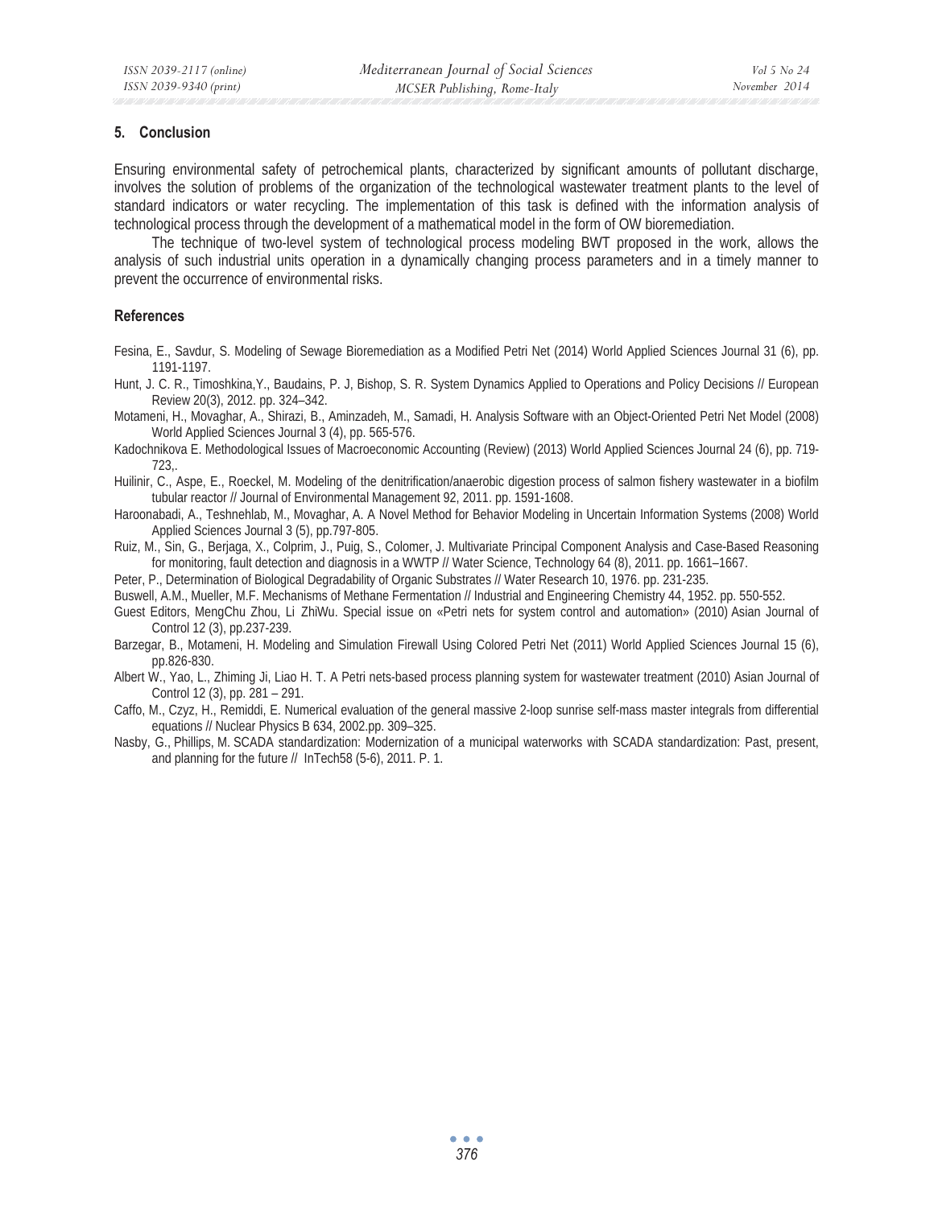## 5. Conclusion

Ensuring environmental safety of petrochemical plants, characterized by significant amounts of pollutant discharge, involves the solution of problems of the organization of the technological wastewater treatment plants to the level of standard indicators or water recycling. The implementation of this task is defined with the information analysis of technological process through the development of a mathematical model in the form of OW bioremediation.

The technique of two-level system of technological process modeling BWT proposed in the work, allows the analysis of such industrial units operation in a dynamically changing process parameters and in a timely manner to prevent the occurrence of environmental risks.

## References

Fesina, E., Savdur, S. Modeling of Sewage Bioremediation as a Modified Petri Net (2014) World Applied Sciences Journal 31 (6), pp. 1191-1197.

Hunt, J. C. R., Timoshkina,Y., Baudains, P. J, Bishop, S. R. System Dynamics Applied to Operations and Policy Decisions // European Review 20(3), 2012. pp. 324–342.

Motameni, H., Movaghar, A., Shirazi, B., Aminzadeh, M., Samadi, H. Analysis Software with an Object-Oriented Petri Net Model (2008) World Applied Sciences Journal 3 (4), pp. 565-576.

Kadochnikova E. Methodological Issues of Macroeconomic Accounting (Review) (2013) World Applied Sciences Journal 24 (6), pp. 719-723,.

Huilinir, C., Aspe, E., Roeckel, M. Modeling of the denitrification/anaerobic digestion process of salmon fishery wastewater in a biofilm tubular reactor // Journal of Environmental Management 92, 2011. pp. 1591-1608.

Haroonabadi, A., Teshnehlab, M., Movaghar, A. A Novel Method for Behavior Modeling in Uncertain Information Systems (2008) World Applied Sciences Journal 3 (5), pp.797-805.

Ruiz, M., Sin, G., Berjaga, X., Colprim, J., Puig, S., Colomer, J. Multivariate Principal Component Analysis and Case-Based Reasoning for monitoring, fault detection and diagnosis in a WWTP // Water Science, Technology 64 (8), 2011. pp. 1661–1667.

Peter, P., Determination of Biological Degradability of Organic Substrates // Water Research 10, 1976. pp. 231-235.

Buswell, A.M., Mueller, M.F. Mechanisms of Methane Fermentation // Industrial and Engineering Chemistry 44, 1952. pp. 550-552.

Guest Editors, MengChu Zhou, Li ZhiWu. Special issue on «Petri nets for system control and automation» (2010) Asian Journal of Control 12 (3), pp.237-239.

Barzegar, B., Motameni, H. Modeling and Simulation Firewall Using Colored Petri Net (2011) World Applied Sciences Journal 15 (6), pp.826-830.

Albert W., Yao, L., Zhiming Ji, Liao H. T. A Petri nets-based process planning system for wastewater treatment (2010) Asian Journal of Control 12 (3), pp. 281 – 291.

Caffo, M., Czyz, H., Remiddi, E. Numerical evaluation of the general massive 2-loop sunrise self-mass master integrals from differential equations // Nuclear Physics B 634, 2002.pp. 309–325.

Nasby, G., Phillips, M. SCADA standardization: Modernization of a municipal waterworks with SCADA standardization: Past, present, and planning for the future // InTech58 (5-6), 2011. P. 1.